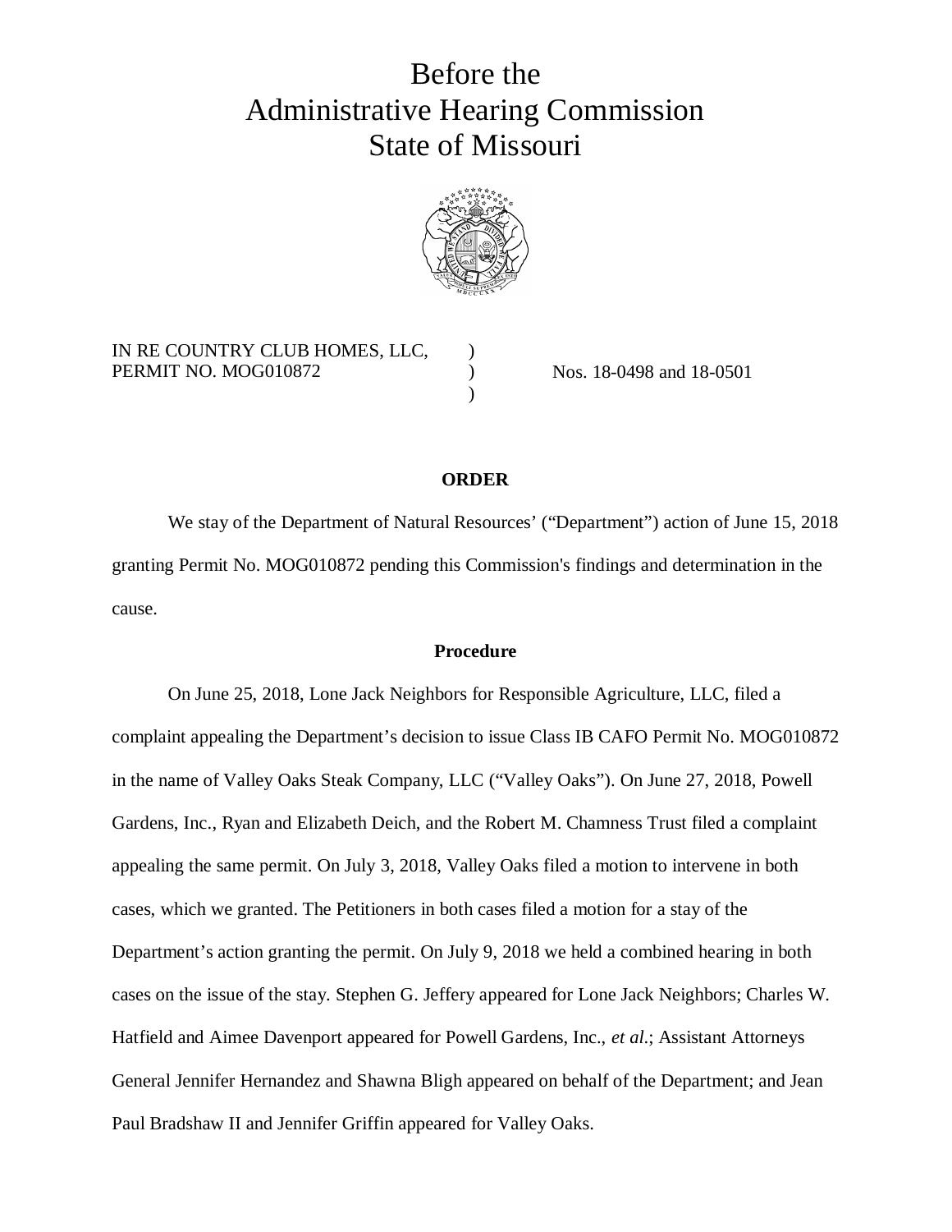# Before the Administrative Hearing Commission State of Missouri

IN RE COUNTRY CLUB HOMES, LLC, PERMIT NO. MOG010872 ) ) ) Nos. 18-0498 and 18-0501

## ORDER

We stay of the Department of Natural Resources' ("Department") action of June 15, 2018 granting Permit No. MOG010872 pending this Commission's findings and determination in the cause.

### Procedure

On June 25, 2018, Lone Jack Neighbors for Responsible Agriculture, LLC, filed a complaint appealing the Department's decision to issue Class IB CAFO Permit No. MOG010872 in the name of Valley Oaks Steak Company, LLC ("Valley Oaks"). On June 27, 2018, Powell Gardens, Inc., Ryan and Elizabeth Deich, and the Robert M. Chamness Trust filed a complaint appealing the same permit. On July 3, 2018, Valley Oaks filed a motion to intervene in both cases, which we granted. The Petitioners in both cases filed a motion for a stay of the Department's action granting the permit. On July 9, 2018 we held a combined hearing in both cases on the issue of the stay. Stephen G. Jeffery appeared for Lone Jack Neighbors; Charles W. Hatfield and Aimee Davenport appeared for Powell Gardens, Inc., *et al.*; Assistant Attorneys General Jennifer Hernandez and Shawna Bligh appeared on behalf of the Department; and Jean Paul Bradshaw II and Jennifer Griffin appeared for Valley Oaks.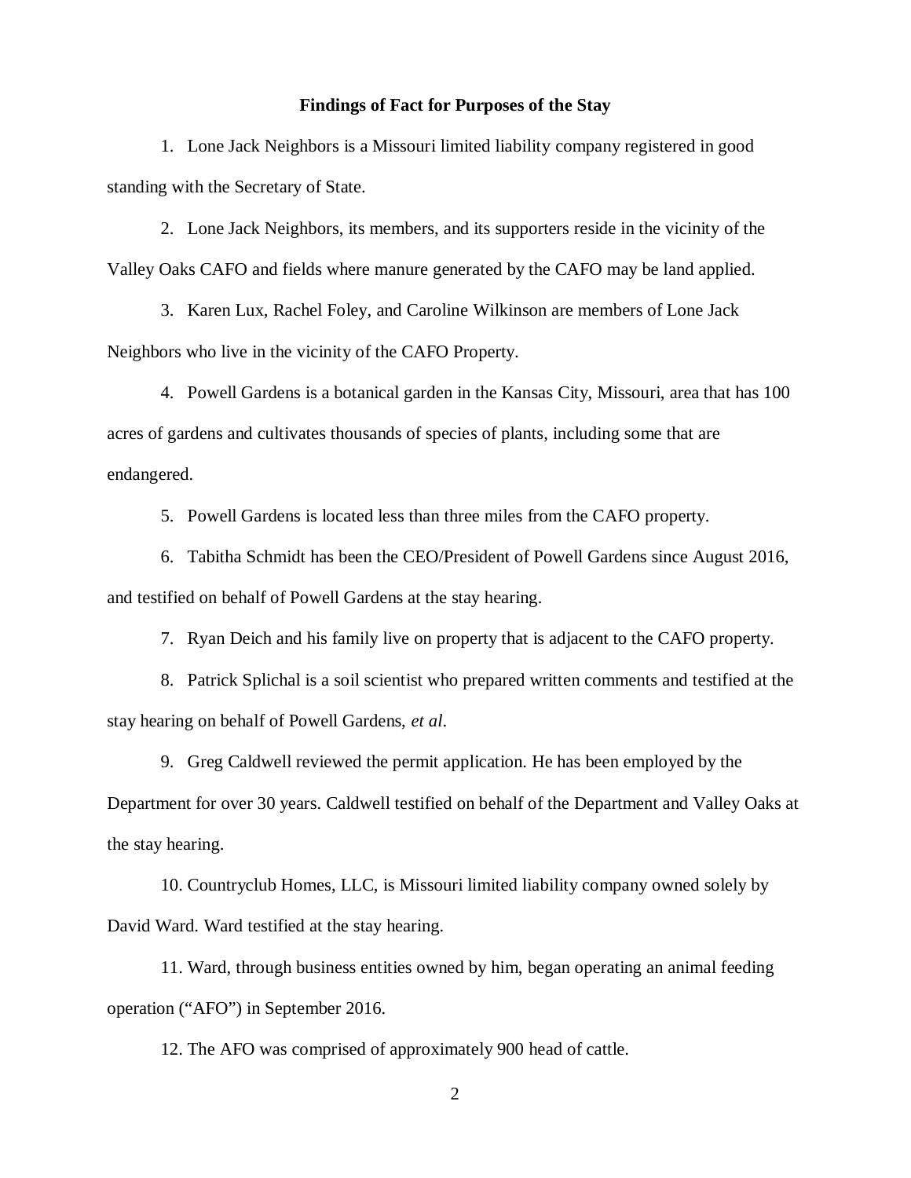**Findings of Fact for Purposes of the Stay**

1. Lone Jack Neighbors is a Missouri limited liability company registered in good standing with the Secretary of State.

2. Lone Jack Neighbors, its members, and its supporters reside in the vicinity of the Valley Oaks CAFO and fields where manure generated by the CAFO may be land applied.

3. Karen Lux, Rachel Foley, and Caroline Wilkinson are members of Lone Jack Neighbors who live in the vicinity of the CAFO Property.

4. Powell Gardens is a botanical garden in the Kansas City, Missouri, area that has 100 acres of gardens and cultivates thousands of species of plants, including some that are endangered.

5. Powell Gardens is located less than three miles from the CAFO property.

6. Tabitha Schmidt has been the CEO/President of Powell Gardens since August 2016, and testified on behalf of Powell Gardens at the stay hearing.

7. Ryan Deich and his family live on property that is adjacent to the CAFO property.

8. Patrick Splichal is a soil scientist who prepared written comments and testified at the stay hearing on behalf of Powell Gardens, *et al*.

9. Greg Caldwell reviewed the permit application. He has been employed by the Department for over 30 years. Caldwell testified on behalf of the Department and Valley Oaks at the stay hearing.

10. Countryclub Homes, LLC, is Missouri limited liability company owned solely by David Ward. Ward testified at the stay hearing.

11. Ward, through business entities owned by him, began operating an animal feeding operation ("AFO") in September 2016.

12. The AFO was comprised of approximately 900 head of cattle.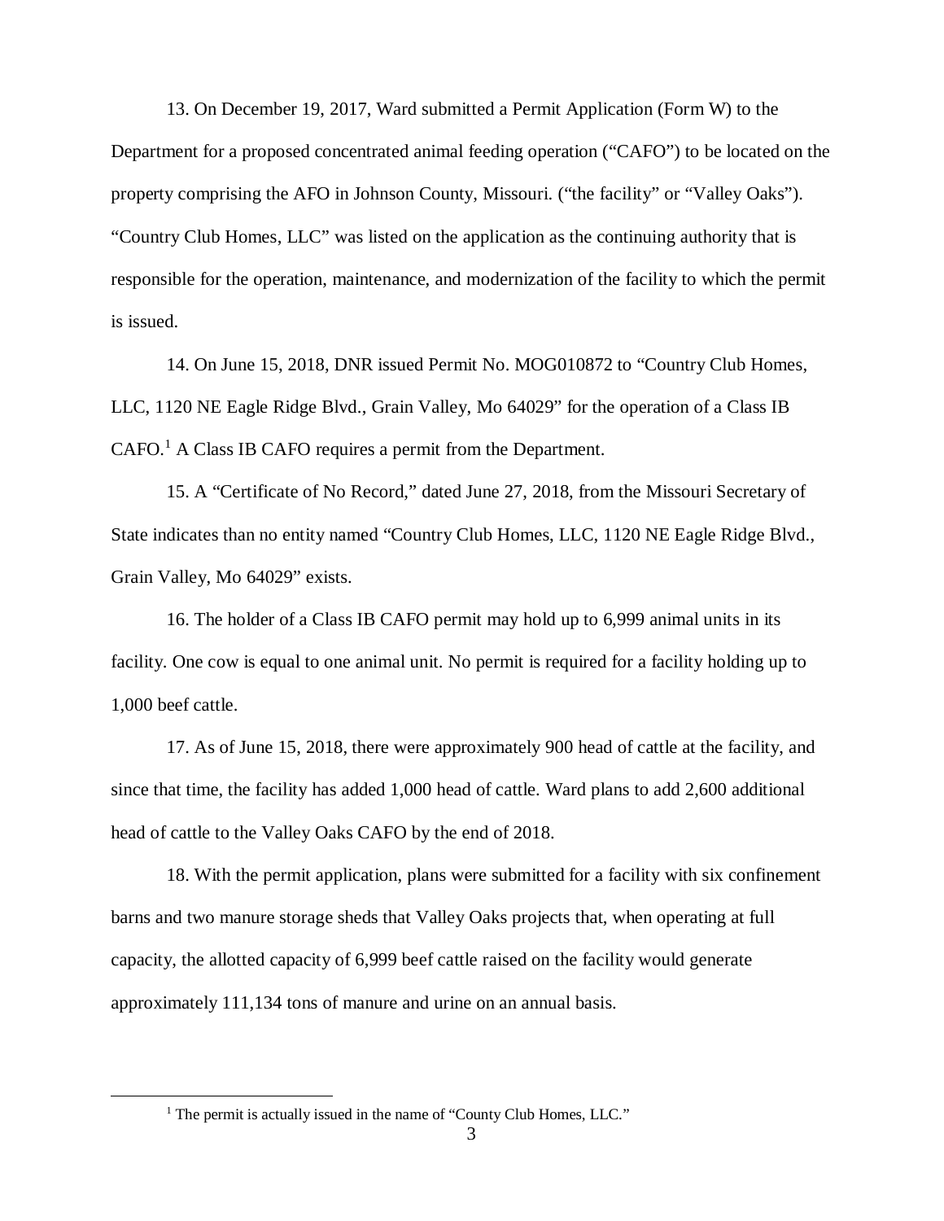13. On December 19, 2017, Ward submitted a Permit Application (Form W) to the Department for a proposed concentrated animal feeding operation ("CAFO") to be located on the property comprising the AFO in Johnson County, Missouri. ("the facility" or "Valley Oaks"). "Country Club Homes, LLC" was listed on the application as the continuing authority that is responsible for the operation, maintenance, and modernization of the facility to which the permit is issued.

14. On June 15, 2018, DNR issued Permit No. MOG010872 to "Country Club Homes, LLC, 1120 NE Eagle Ridge Blvd., Grain Valley, Mo 64029" for the operation of a Class IB CAFO.[1] A Class IB CAFO requires a permit from the Department.

15. A "Certificate of No Record," dated June 27, 2018, from the Missouri Secretary of State indicates than no entity named "Country Club Homes, LLC, 1120 NE Eagle Ridge Blvd., Grain Valley, Mo 64029" exists.

16. The holder of a Class IB CAFO permit may hold up to 6,999 animal units in its facility. One cow is equal to one animal unit. No permit is required for a facility holding up to 1,000 beef cattle.

17. As of June 15, 2018, there were approximately 900 head of cattle at the facility, and since that time, the facility has added 1,000 head of cattle. Ward plans to add 2,600 additional head of cattle to the Valley Oaks CAFO by the end of 2018.

18. With the permit application, plans were submitted for a facility with six confinement barns and two manure storage sheds that Valley Oaks projects that, when operating at full capacity, the allotted capacity of 6,999 beef cattle raised on the facility would generate approximately 111,134 tons of manure and urine on an annual basis.

[1] The permit is actually issued in the name of "County Club Homes, LLC."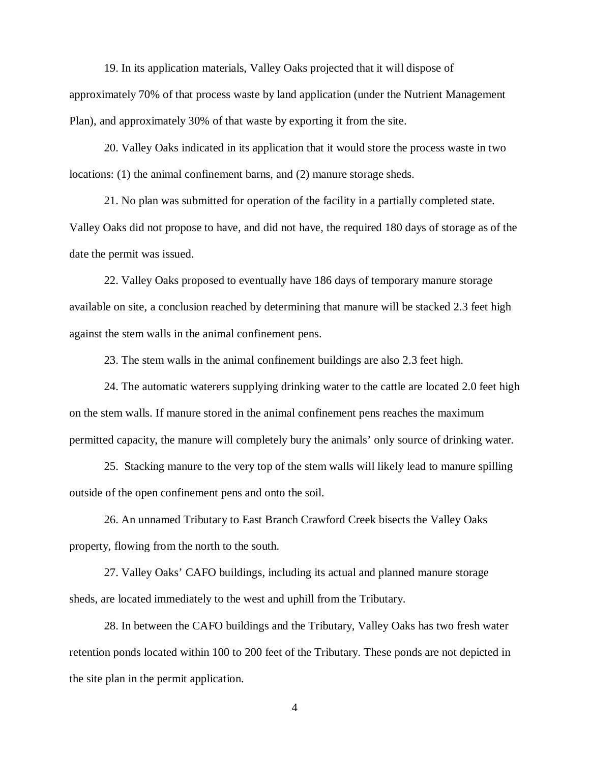19. In its application materials, Valley Oaks projected that it will dispose of approximately 70% of that process waste by land application (under the Nutrient Management Plan), and approximately 30% of that waste by exporting it from the site.

20. Valley Oaks indicated in its application that it would store the process waste in two locations: (1) the animal confinement barns, and (2) manure storage sheds.

21. No plan was submitted for operation of the facility in a partially completed state. Valley Oaks did not propose to have, and did not have, the required 180 days of storage as of the date the permit was issued.

22. Valley Oaks proposed to eventually have 186 days of temporary manure storage available on site, a conclusion reached by determining that manure will be stacked 2.3 feet high against the stem walls in the animal confinement pens.

23. The stem walls in the animal confinement buildings are also 2.3 feet high.

24. The automatic waterers supplying drinking water to the cattle are located 2.0 feet high on the stem walls. If manure stored in the animal confinement pens reaches the maximum permitted capacity, the manure will completely bury the animals' only source of drinking water.

25. Stacking manure to the very top of the stem walls will likely lead to manure spilling outside of the open confinement pens and onto the soil.

26. An unnamed Tributary to East Branch Crawford Creek bisects the Valley Oaks property, flowing from the north to the south.

27. Valley Oaks' CAFO buildings, including its actual and planned manure storage sheds, are located immediately to the west and uphill from the Tributary.

28. In between the CAFO buildings and the Tributary, Valley Oaks has two fresh water retention ponds located within 100 to 200 feet of the Tributary. These ponds are not depicted in the site plan in the permit application.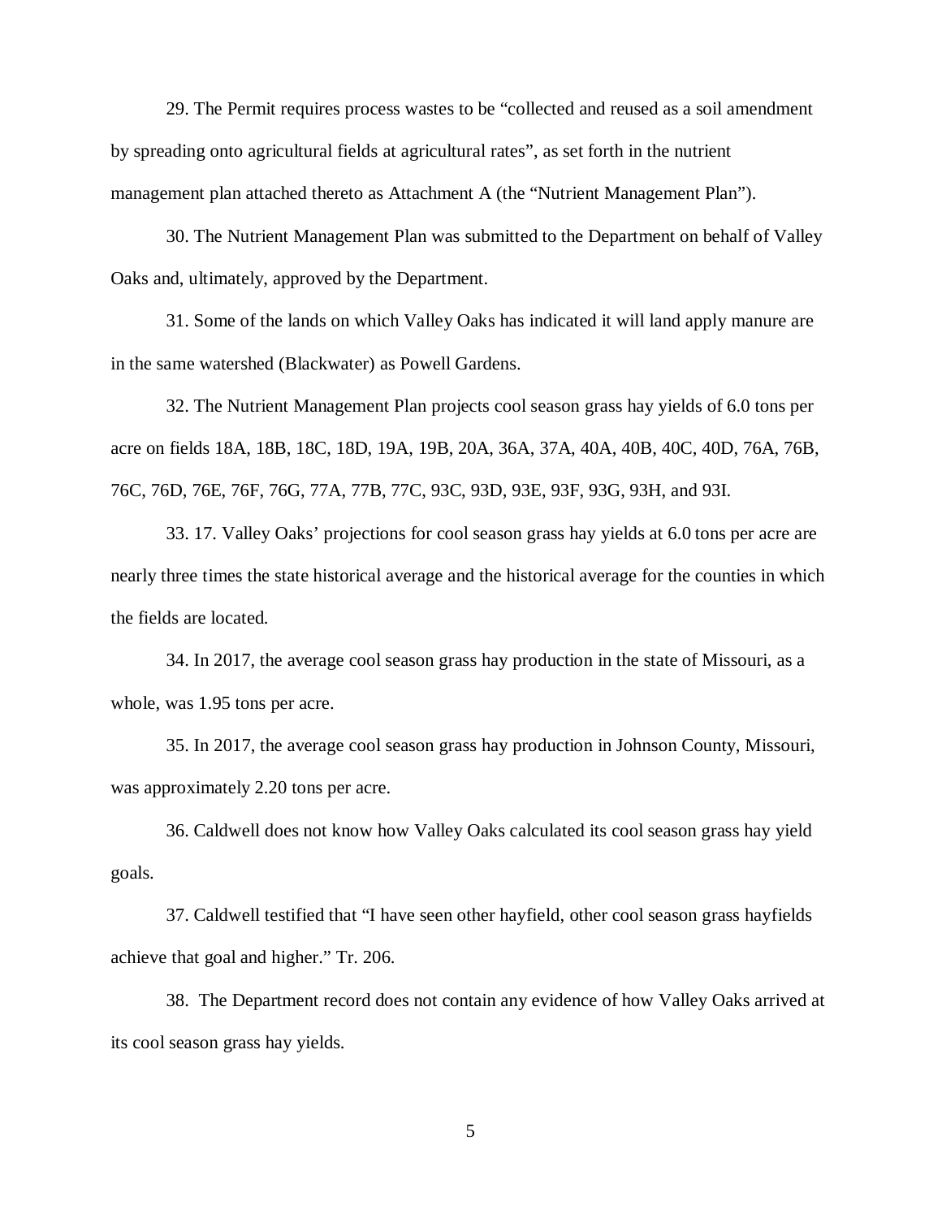29. The Permit requires process wastes to be "collected and reused as a soil amendment by spreading onto agricultural fields at agricultural rates", as set forth in the nutrient management plan attached thereto as Attachment A (the "Nutrient Management Plan").

30. The Nutrient Management Plan was submitted to the Department on behalf of Valley Oaks and, ultimately, approved by the Department.

31. Some of the lands on which Valley Oaks has indicated it will land apply manure are in the same watershed (Blackwater) as Powell Gardens.

32. The Nutrient Management Plan projects cool season grass hay yields of 6.0 tons per acre on fields 18A, 18B, 18C, 18D, 19A, 19B, 20A, 36A, 37A, 40A, 40B, 40C, 40D, 76A, 76B, 76C, 76D, 76E, 76F, 76G, 77A, 77B, 77C, 93C, 93D, 93E, 93F, 93G, 93H, and 93I.

33. 17. Valley Oaks' projections for cool season grass hay yields at 6.0 tons per acre are nearly three times the state historical average and the historical average for the counties in which the fields are located.

34. In 2017, the average cool season grass hay production in the state of Missouri, as a whole, was 1.95 tons per acre.

35. In 2017, the average cool season grass hay production in Johnson County, Missouri, was approximately 2.20 tons per acre.

36. Caldwell does not know how Valley Oaks calculated its cool season grass hay yield goals.

37. Caldwell testified that "I have seen other hayfield, other cool season grass hayfields achieve that goal and higher." Tr. 206.

38. The Department record does not contain any evidence of how Valley Oaks arrived at its cool season grass hay yields.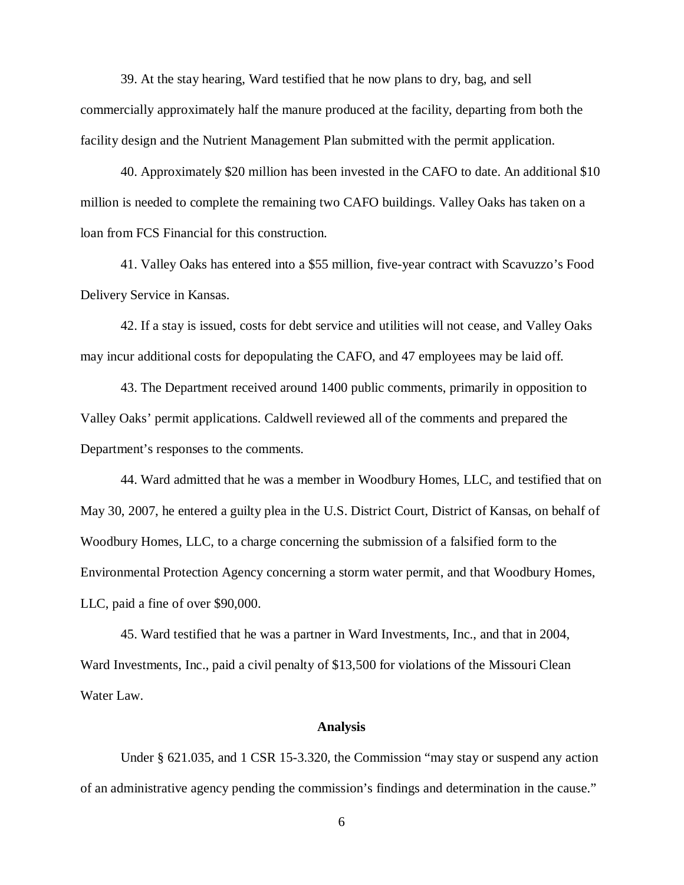39. At the stay hearing, Ward testified that he now plans to dry, bag, and sell commercially approximately half the manure produced at the facility, departing from both the facility design and the Nutrient Management Plan submitted with the permit application.

40. Approximately $20 million has been invested in the CAFO to date. An additional $10 million is needed to complete the remaining two CAFO buildings. Valley Oaks has taken on a loan from FCS Financial for this construction.

41. Valley Oaks has entered into a $55 million, five-year contract with Scavuzzo's Food Delivery Service in Kansas.

42. If a stay is issued, costs for debt service and utilities will not cease, and Valley Oaks may incur additional costs for depopulating the CAFO, and 47 employees may be laid off.

43. The Department received around 1400 public comments, primarily in opposition to Valley Oaks' permit applications. Caldwell reviewed all of the comments and prepared the Department's responses to the comments.

44. Ward admitted that he was a member in Woodbury Homes, LLC, and testified that on May 30, 2007, he entered a guilty plea in the U.S. District Court, District of Kansas, on behalf of Woodbury Homes, LLC, to a charge concerning the submission of a falsified form to the Environmental Protection Agency concerning a storm water permit, and that Woodbury Homes, LLC, paid a fine of over $90,000.

45. Ward testified that he was a partner in Ward Investments, Inc., and that in 2004, Ward Investments, Inc., paid a civil penalty of $13,500 for violations of the Missouri Clean Water Law.

## Analysis

Under § 621.035, and 1 CSR 15-3.320, the Commission "may stay or suspend any action of an administrative agency pending the commission's findings and determination in the cause."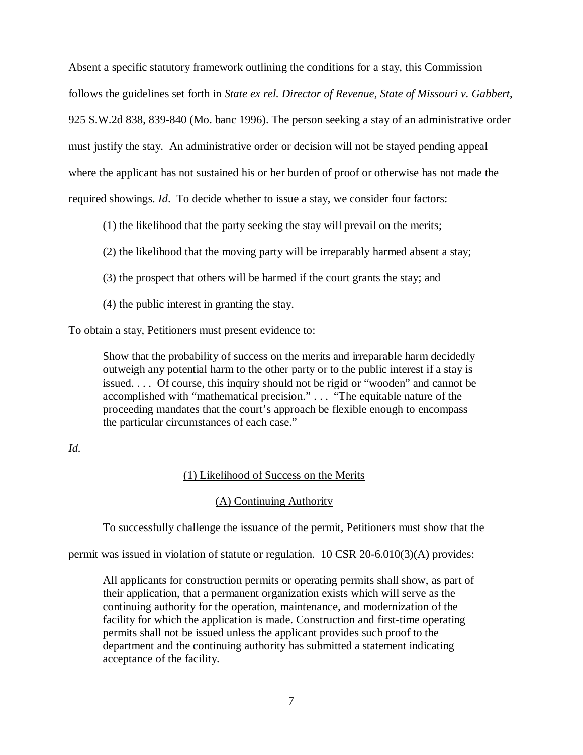Absent a specific statutory framework outlining the conditions for a stay, this Commission follows the guidelines set forth in *State ex rel. Director of Revenue, State of Missouri v. Gabbert*, 925 S.W.2d 838, 839-840 (Mo. banc 1996). The person seeking a stay of an administrative order must justify the stay. An administrative order or decision will not be stayed pending appeal where the applicant has not sustained his or her burden of proof or otherwise has not made the required showings. *Id*. To decide whether to issue a stay, we consider four factors:

(1) the likelihood that the party seeking the stay will prevail on the merits;

(2) the likelihood that the moving party will be irreparably harmed absent a stay;

(3) the prospect that others will be harmed if the court grants the stay; and

(4) the public interest in granting the stay.

To obtain a stay, Petitioners must present evidence to:

> Show that the probability of success on the merits and irreparable harm decidedly outweigh any potential harm to the other party or to the public interest if a stay is issued. . . . Of course, this inquiry should not be rigid or "wooden" and cannot be accomplished with "mathematical precision." . . . "The equitable nature of the proceeding mandates that the court's approach be flexible enough to encompass the particular circumstances of each case."

*Id*.

<u>(1) Likelihood of Success on the Merits</u>

<u>(A) Continuing Authority</u>

To successfully challenge the issuance of the permit, Petitioners must show that the permit was issued in violation of statute or regulation. 10 CSR 20-6.010(3)(A) provides:

> All applicants for construction permits or operating permits shall show, as part of their application, that a permanent organization exists which will serve as the continuing authority for the operation, maintenance, and modernization of the facility for which the application is made. Construction and first-time operating permits shall not be issued unless the applicant provides such proof to the department and the continuing authority has submitted a statement indicating acceptance of the facility.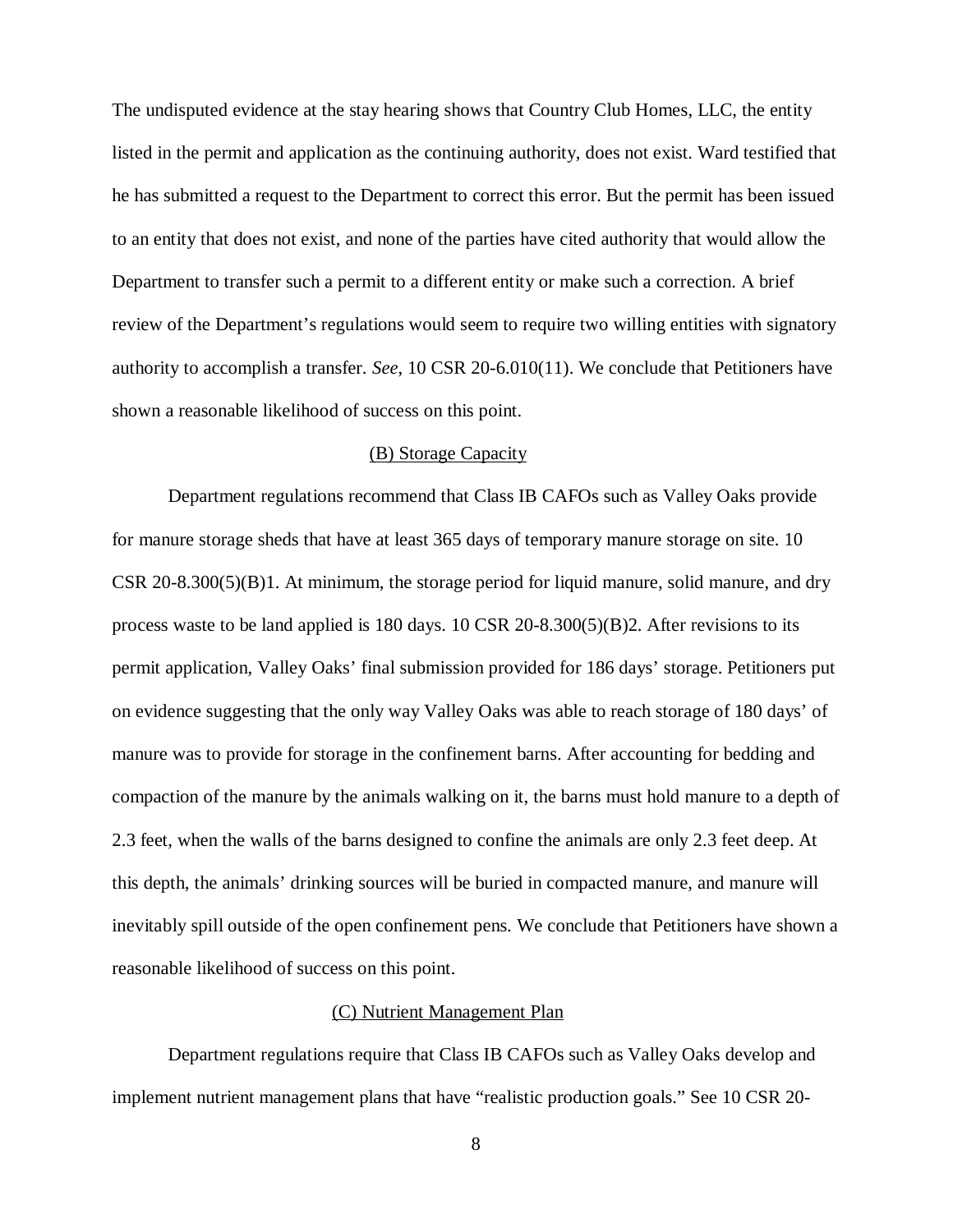The undisputed evidence at the stay hearing shows that Country Club Homes, LLC, the entity listed in the permit and application as the continuing authority, does not exist. Ward testified that he has submitted a request to the Department to correct this error. But the permit has been issued to an entity that does not exist, and none of the parties have cited authority that would allow the Department to transfer such a permit to a different entity or make such a correction. A brief review of the Department's regulations would seem to require two willing entities with signatory authority to accomplish a transfer. *See*, 10 CSR 20-6.010(11). We conclude that Petitioners have shown a reasonable likelihood of success on this point.

<u>(B) Storage Capacity</u>

Department regulations recommend that Class IB CAFOs such as Valley Oaks provide for manure storage sheds that have at least 365 days of temporary manure storage on site. 10 CSR 20-8.300(5)(B)1. At minimum, the storage period for liquid manure, solid manure, and dry process waste to be land applied is 180 days. 10 CSR 20-8.300(5)(B)2. After revisions to its permit application, Valley Oaks' final submission provided for 186 days' storage. Petitioners put on evidence suggesting that the only way Valley Oaks was able to reach storage of 180 days' of manure was to provide for storage in the confinement barns. After accounting for bedding and compaction of the manure by the animals walking on it, the barns must hold manure to a depth of 2.3 feet, when the walls of the barns designed to confine the animals are only 2.3 feet deep. At this depth, the animals' drinking sources will be buried in compacted manure, and manure will inevitably spill outside of the open confinement pens. We conclude that Petitioners have shown a reasonable likelihood of success on this point.

<u>(C) Nutrient Management Plan</u>

Department regulations require that Class IB CAFOs such as Valley Oaks develop and implement nutrient management plans that have "realistic production goals." See 10 CSR 20-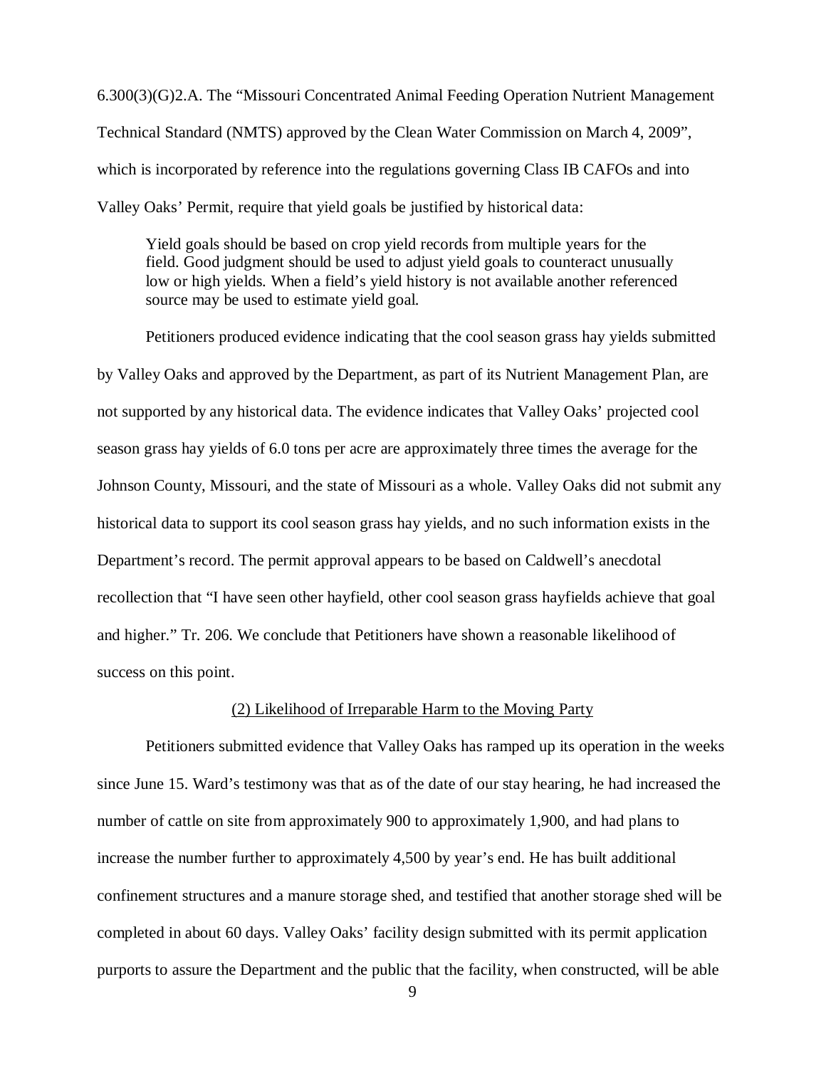6.300(3)(G)2.A. The "Missouri Concentrated Animal Feeding Operation Nutrient Management Technical Standard (NMTS) approved by the Clean Water Commission on March 4, 2009", which is incorporated by reference into the regulations governing Class IB CAFOs and into Valley Oaks' Permit, require that yield goals be justified by historical data:

> Yield goals should be based on crop yield records from multiple years for the field. Good judgment should be used to adjust yield goals to counteract unusually low or high yields. When a field's yield history is not available another referenced source may be used to estimate yield goal.

Petitioners produced evidence indicating that the cool season grass hay yields submitted by Valley Oaks and approved by the Department, as part of its Nutrient Management Plan, are not supported by any historical data. The evidence indicates that Valley Oaks' projected cool season grass hay yields of 6.0 tons per acre are approximately three times the average for the Johnson County, Missouri, and the state of Missouri as a whole. Valley Oaks did not submit any historical data to support its cool season grass hay yields, and no such information exists in the Department's record. The permit approval appears to be based on Caldwell's anecdotal recollection that "I have seen other hayfield, other cool season grass hayfields achieve that goal and higher." Tr. 206. We conclude that Petitioners have shown a reasonable likelihood of success on this point.

<u>(2) Likelihood of Irreparable Harm to the Moving Party</u>

Petitioners submitted evidence that Valley Oaks has ramped up its operation in the weeks since June 15. Ward's testimony was that as of the date of our stay hearing, he had increased the number of cattle on site from approximately 900 to approximately 1,900, and had plans to increase the number further to approximately 4,500 by year's end. He has built additional confinement structures and a manure storage shed, and testified that another storage shed will be completed in about 60 days. Valley Oaks' facility design submitted with its permit application purports to assure the Department and the public that the facility, when constructed, will be able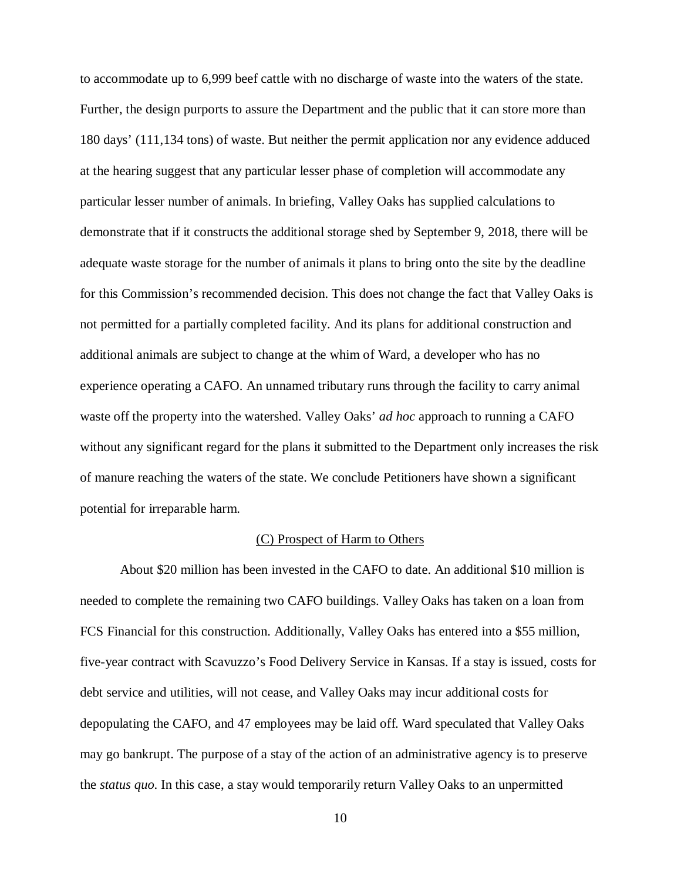to accommodate up to 6,999 beef cattle with no discharge of waste into the waters of the state. Further, the design purports to assure the Department and the public that it can store more than 180 days' (111,134 tons) of waste. But neither the permit application nor any evidence adduced at the hearing suggest that any particular lesser phase of completion will accommodate any particular lesser number of animals. In briefing, Valley Oaks has supplied calculations to demonstrate that if it constructs the additional storage shed by September 9, 2018, there will be adequate waste storage for the number of animals it plans to bring onto the site by the deadline for this Commission's recommended decision. This does not change the fact that Valley Oaks is not permitted for a partially completed facility. And its plans for additional construction and additional animals are subject to change at the whim of Ward, a developer who has no experience operating a CAFO. An unnamed tributary runs through the facility to carry animal waste off the property into the watershed. Valley Oaks' *ad hoc* approach to running a CAFO without any significant regard for the plans it submitted to the Department only increases the risk of manure reaching the waters of the state. We conclude Petitioners have shown a significant potential for irreparable harm.

<u>(C) Prospect of Harm to Others</u>

About $20 million has been invested in the CAFO to date. An additional $10 million is needed to complete the remaining two CAFO buildings. Valley Oaks has taken on a loan from FCS Financial for this construction. Additionally, Valley Oaks has entered into a $55 million, five-year contract with Scavuzzo's Food Delivery Service in Kansas. If a stay is issued, costs for debt service and utilities, will not cease, and Valley Oaks may incur additional costs for depopulating the CAFO, and 47 employees may be laid off. Ward speculated that Valley Oaks may go bankrupt. The purpose of a stay of the action of an administrative agency is to preserve the *status quo*. In this case, a stay would temporarily return Valley Oaks to an unpermitted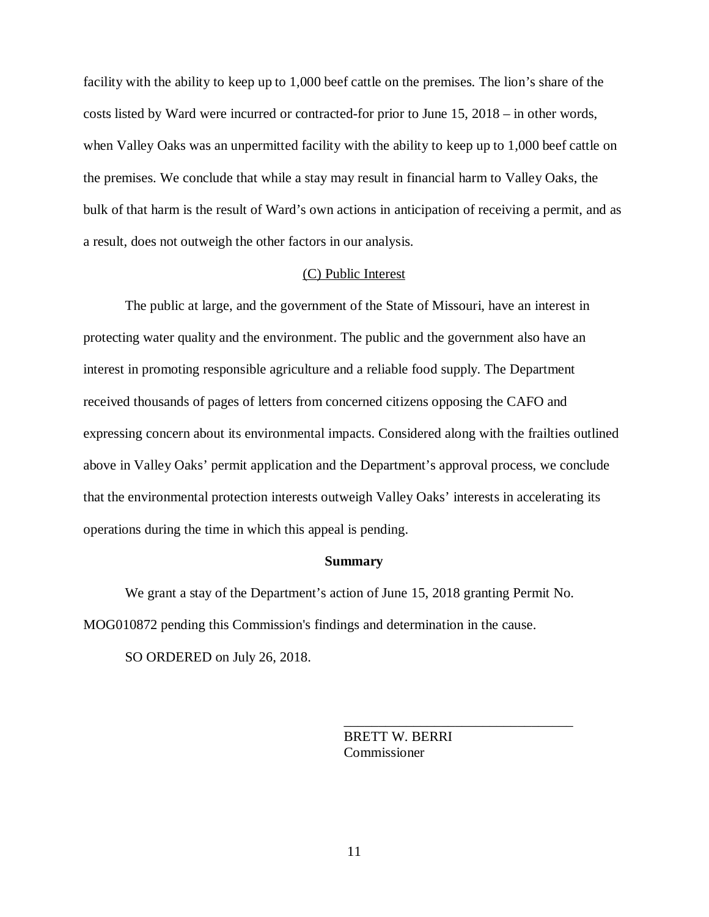facility with the ability to keep up to 1,000 beef cattle on the premises. The lion's share of the costs listed by Ward were incurred or contracted-for prior to June 15, 2018 – in other words, when Valley Oaks was an unpermitted facility with the ability to keep up to 1,000 beef cattle on the premises. We conclude that while a stay may result in financial harm to Valley Oaks, the bulk of that harm is the result of Ward's own actions in anticipation of receiving a permit, and as a result, does not outweigh the other factors in our analysis.

<u>(C) Public Interest</u>

The public at large, and the government of the State of Missouri, have an interest in protecting water quality and the environment. The public and the government also have an interest in promoting responsible agriculture and a reliable food supply. The Department received thousands of pages of letters from concerned citizens opposing the CAFO and expressing concern about its environmental impacts. Considered along with the frailties outlined above in Valley Oaks' permit application and the Department's approval process, we conclude that the environmental protection interests outweigh Valley Oaks' interests in accelerating its operations during the time in which this appeal is pending.

**Summary**

We grant a stay of the Department's action of June 15, 2018 granting Permit No. MOG010872 pending this Commission's findings and determination in the cause.

SO ORDERED on July 26, 2018.

\_\_\_\_\_\_\_\_\_\_\_\_\_\_\_\_\_\_\_\_\_\_\_\_\_\_\_\_\_\_\_\_
BRETT W. BERRI
Commissioner